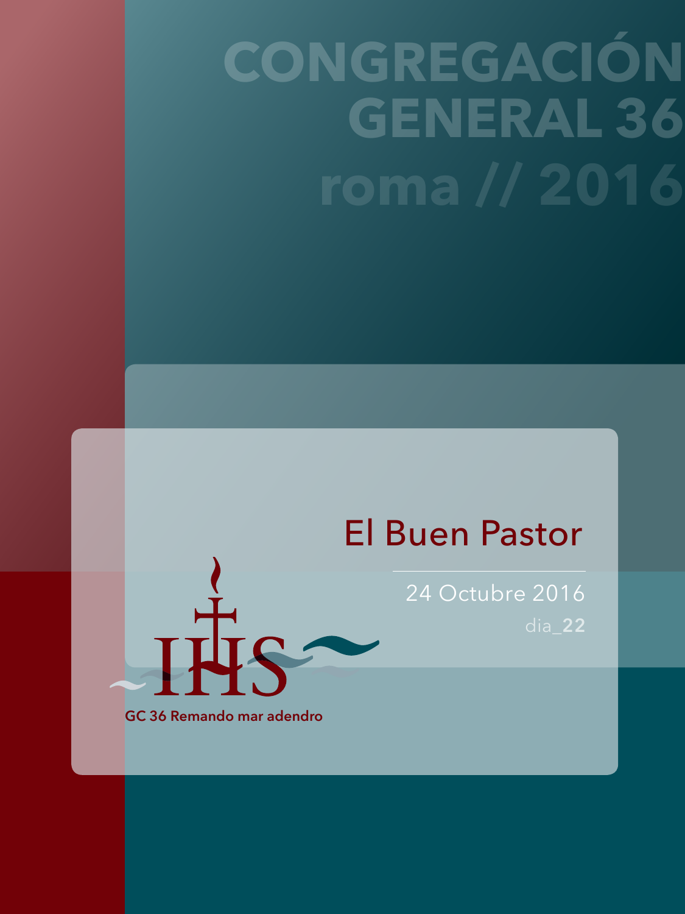# CONGREGACIÓN GENERAL 36

## roma // 2016

## El Buen Pastor

24 Octubre 2016

dia_**22**

IHS

GC 36 Remando mar adendro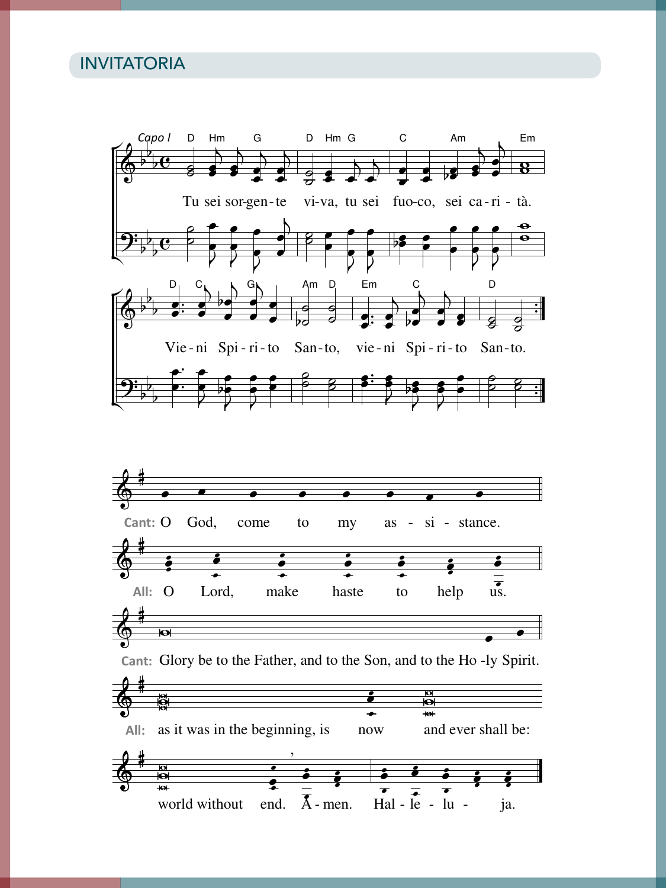## INVITATORIA

Capo I

D Hm G D Hm G C Am Em

Tu sei sorgente viva, tu sei fuoco, sei carità.

D C G Am D Em C D

Vieni Spirito Santo, vieni Spirito Santo.

**Cant:** O God, come to my assistance.

**All:** O Lord, make haste to help us.

**Cant:** Glory be to the Father, and to the Son, and to the Holy Spirit.

**All:** as it was in the beginning, is now and ever shall be:

world without end. Amen. Hallelujah.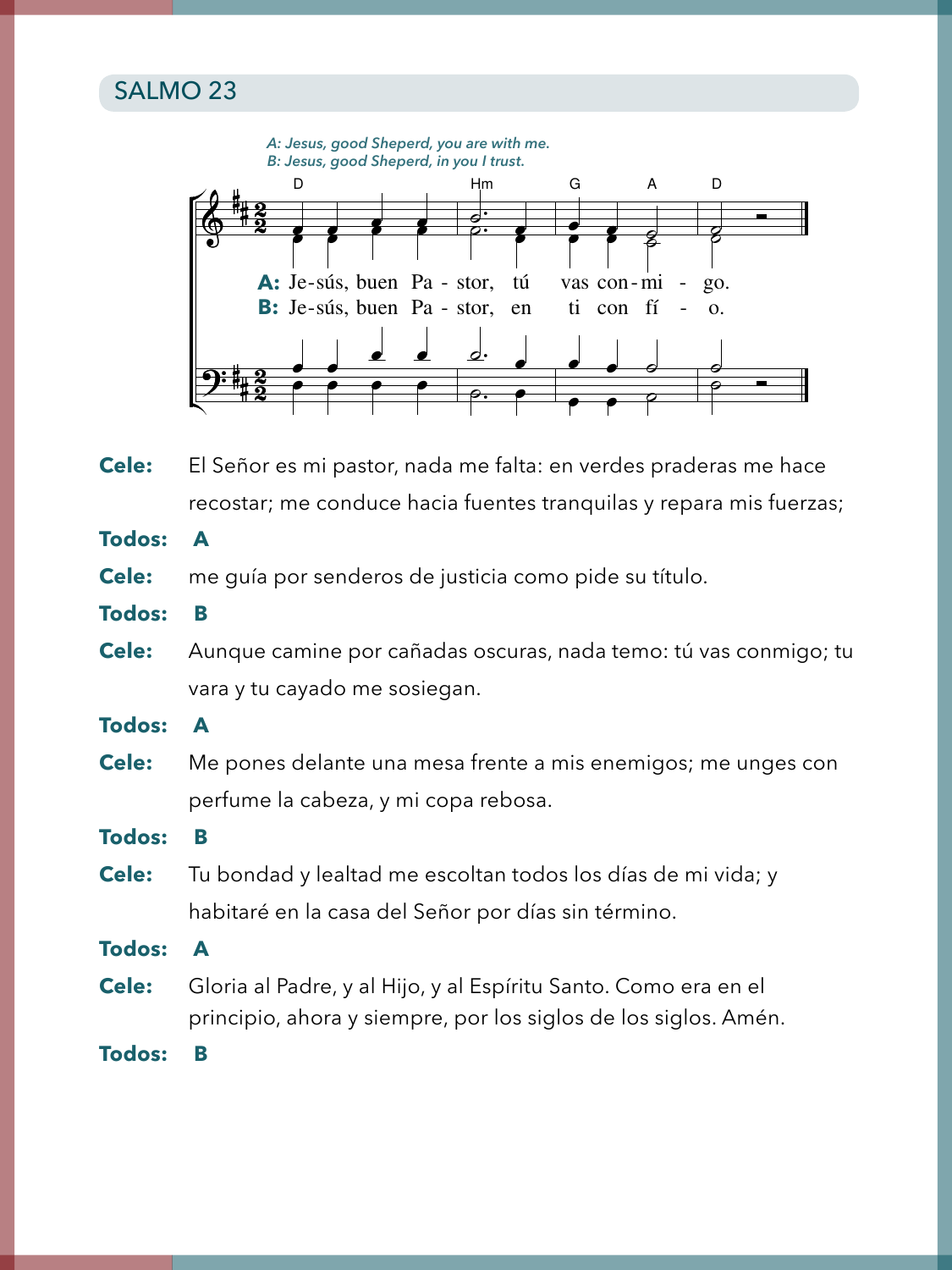## SALMO 23

*A: Jesus, good Sheperd, you are with me.*
*B: Jesus, good Sheperd, in you I trust.*

D Hm G A D

**A:** Je-sús, buen Pa - stor, tú vas con-mi - go.
**B:** Je-sús, buen Pa - stor, en ti con fí - o.

**Cele:** El Señor es mi pastor, nada me falta: en verdes praderas me hace recostar; me conduce hacia fuentes tranquilas y repara mis fuerzas;

**Todos:** **A**

**Cele:** me guía por senderos de justicia como pide su título.

**Todos:** **B**

**Cele:** Aunque camine por cañadas oscuras, nada temo: tú vas conmigo; tu vara y tu cayado me sosiegan.

**Todos:** **A**

**Cele:** Me pones delante una mesa frente a mis enemigos; me unges con perfume la cabeza, y mi copa rebosa.

**Todos:** **B**

**Cele:** Tu bondad y lealtad me escoltan todos los días de mi vida; y habitaré en la casa del Señor por días sin término.

**Todos:** **A**

**Cele:** Gloria al Padre, y al Hijo, y al Espíritu Santo. Como era en el principio, ahora y siempre, por los siglos de los siglos. Amén.

**Todos:** **B**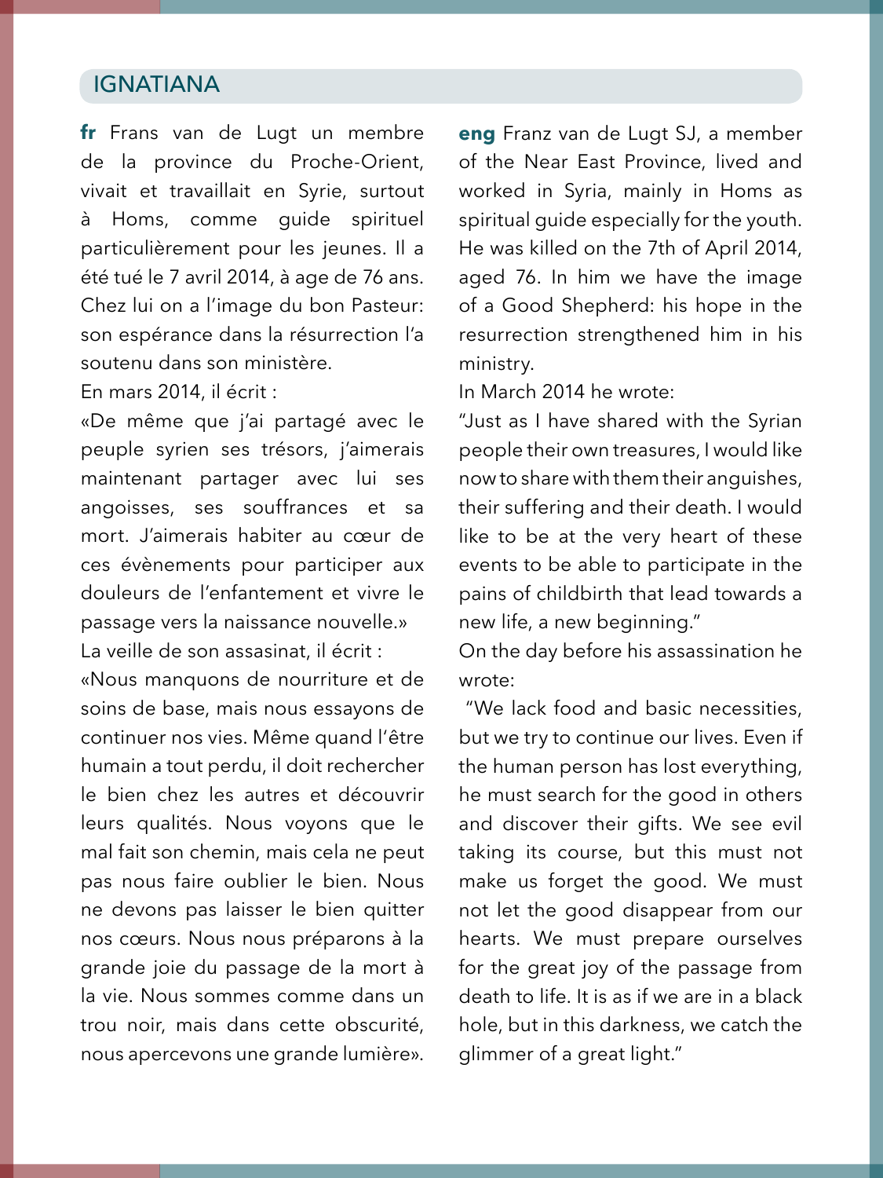## IGNATIANA

**fr** Frans van de Lugt un membre de la province du Proche-Orient, vivait et travaillait en Syrie, surtout à Homs, comme guide spirituel particulièrement pour les jeunes. Il a été tué le 7 avril 2014, à age de 76 ans. Chez lui on a l'image du bon Pasteur: son espérance dans la résurrection l'a soutenu dans son ministère.

En mars 2014, il écrit :

«De même que j'ai partagé avec le peuple syrien ses trésors, j'aimerais maintenant partager avec lui ses angoisses, ses souffrances et sa mort. J'aimerais habiter au cœur de ces évènements pour participer aux douleurs de l'enfantement et vivre le passage vers la naissance nouvelle.»

La veille de son assasinat, il écrit :

«Nous manquons de nourriture et de soins de base, mais nous essayons de continuer nos vies. Même quand l'être humain a tout perdu, il doit rechercher le bien chez les autres et découvrir leurs qualités. Nous voyons que le mal fait son chemin, mais cela ne peut pas nous faire oublier le bien. Nous ne devons pas laisser le bien quitter nos cœurs. Nous nous préparons à la grande joie du passage de la mort à la vie. Nous sommes comme dans un trou noir, mais dans cette obscurité, nous apercevons une grande lumière».

**eng** Franz van de Lugt SJ, a member of the Near East Province, lived and worked in Syria, mainly in Homs as spiritual guide especially for the youth. He was killed on the 7th of April 2014, aged 76. In him we have the image of a Good Shepherd: his hope in the resurrection strengthened him in his ministry.

In March 2014 he wrote:

"Just as I have shared with the Syrian people their own treasures, I would like now to share with them their anguishes, their suffering and their death. I would like to be at the very heart of these events to be able to participate in the pains of childbirth that lead towards a new life, a new beginning."

On the day before his assassination he wrote:

"We lack food and basic necessities, but we try to continue our lives. Even if the human person has lost everything, he must search for the good in others and discover their gifts. We see evil taking its course, but this must not make us forget the good. We must not let the good disappear from our hearts. We must prepare ourselves for the great joy of the passage from death to life. It is as if we are in a black hole, but in this darkness, we catch the glimmer of a great light."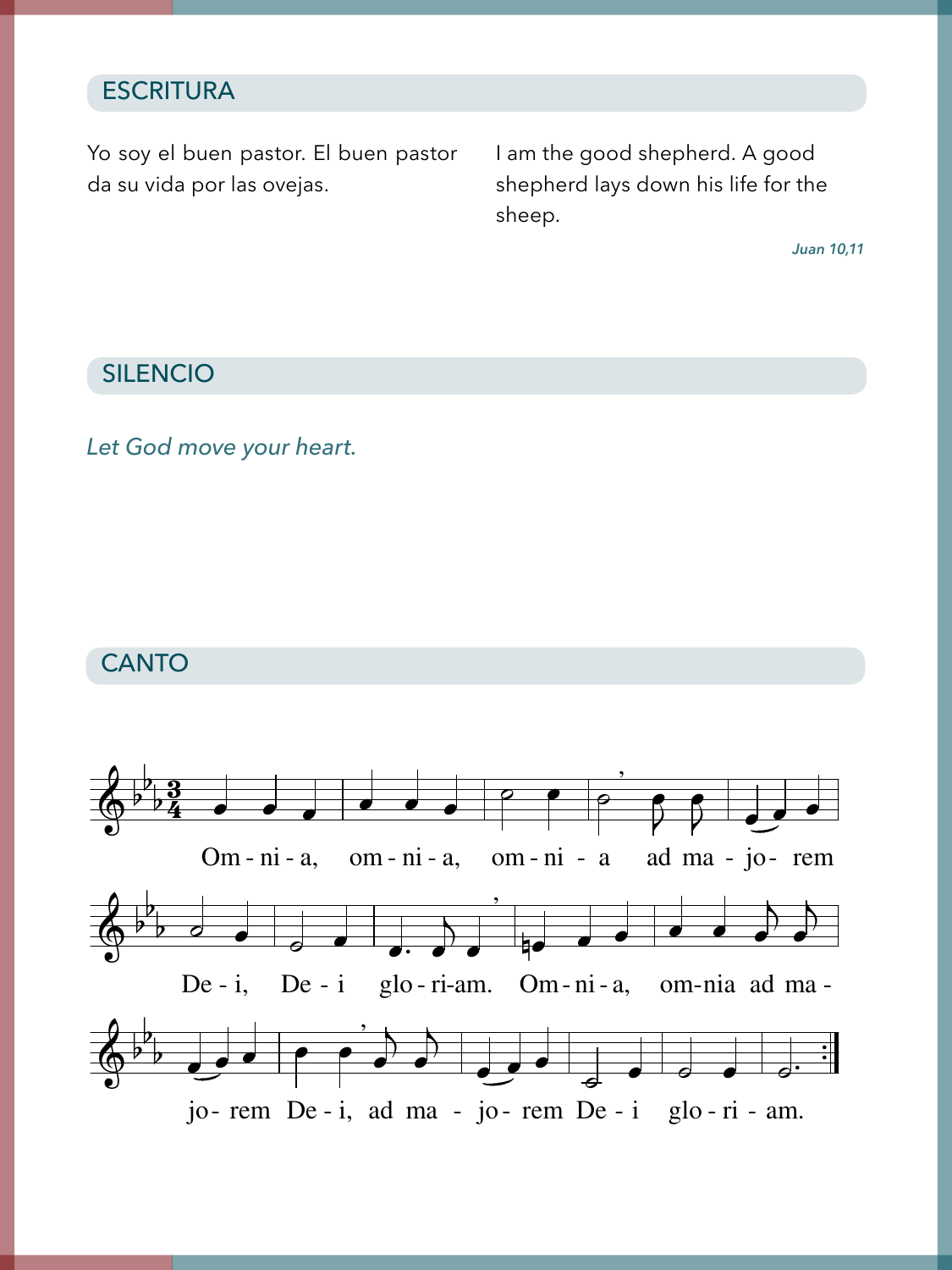## ESCRITURA

Yo soy el buen pastor. El buen pastor da su vida por las ovejas.

I am the good shepherd. A good shepherd lays down his life for the sheep.

*Juan 10,11*

## SILENCIO

*Let God move your heart.*

## CANTO

Om - ni - a, om - ni - a, om - ni - a ad ma - jo- rem De - i, De - i glo - ri-am. Om - ni - a, om-nia ad ma - jo- rem De - i, ad ma - jo- rem De - i glo - ri - am.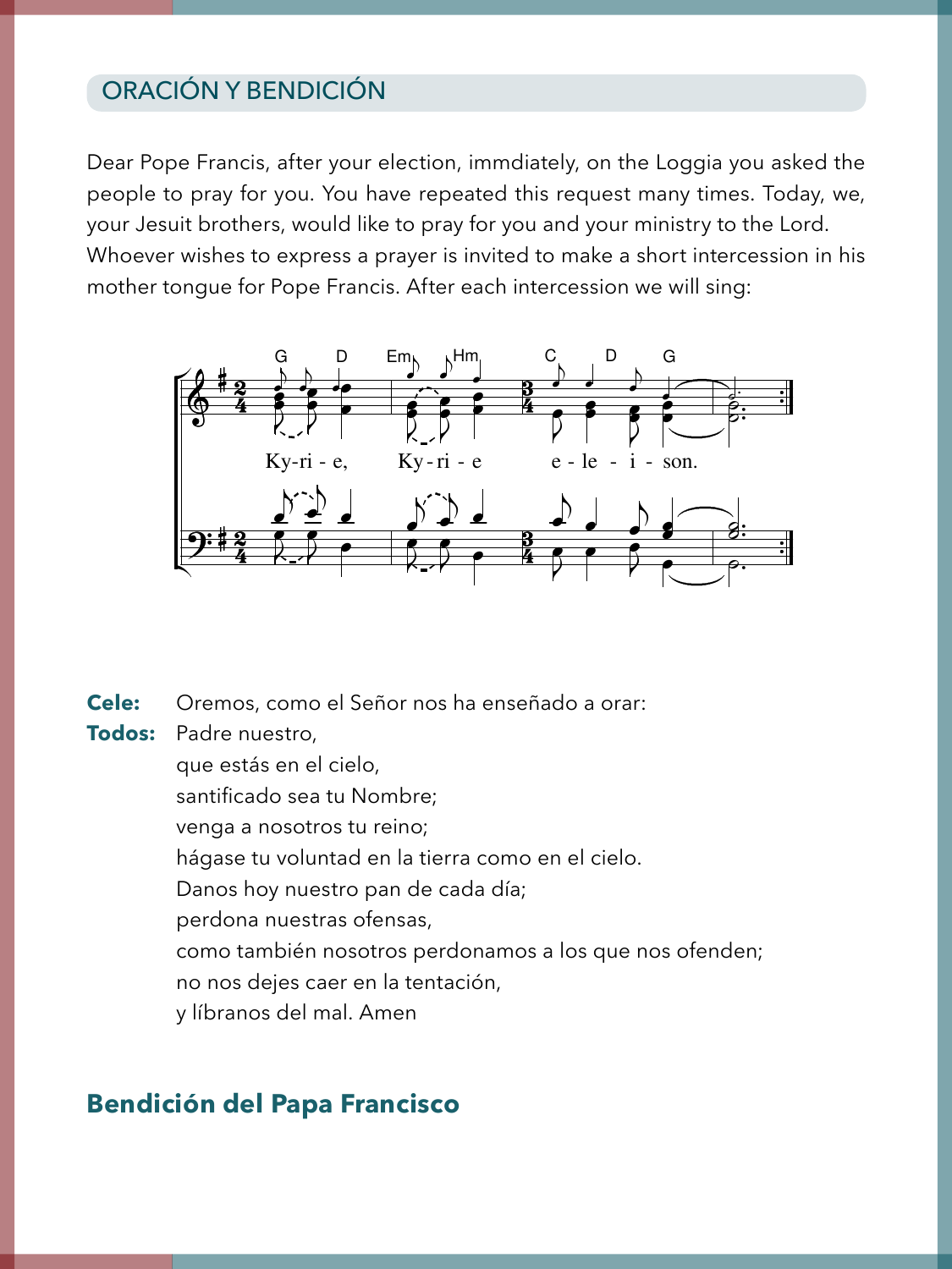## ORACIÓN Y BENDICIÓN

Dear Pope Francis, after your election, immdiately, on the Loggia you asked the people to pray for you. You have repeated this request many times. Today, we, your Jesuit brothers, would like to pray for you and your ministry to the Lord. Whoever wishes to express a prayer is invited to make a short intercession in his mother tongue for Pope Francis. After each intercession we will sing:

Ky-ri - e, Ky-ri - e e - le - i - son.

**Cele:** Oremos, como el Señor nos ha enseñado a orar:

**Todos:** Padre nuestro,
que estás en el cielo,
santificado sea tu Nombre;
venga a nosotros tu reino;
hágase tu voluntad en la tierra como en el cielo.
Danos hoy nuestro pan de cada día;
perdona nuestras ofensas,
como también nosotros perdonamos a los que nos ofenden;
no nos dejes caer en la tentación,
y líbranos del mal. Amen

## Bendición del Papa Francisco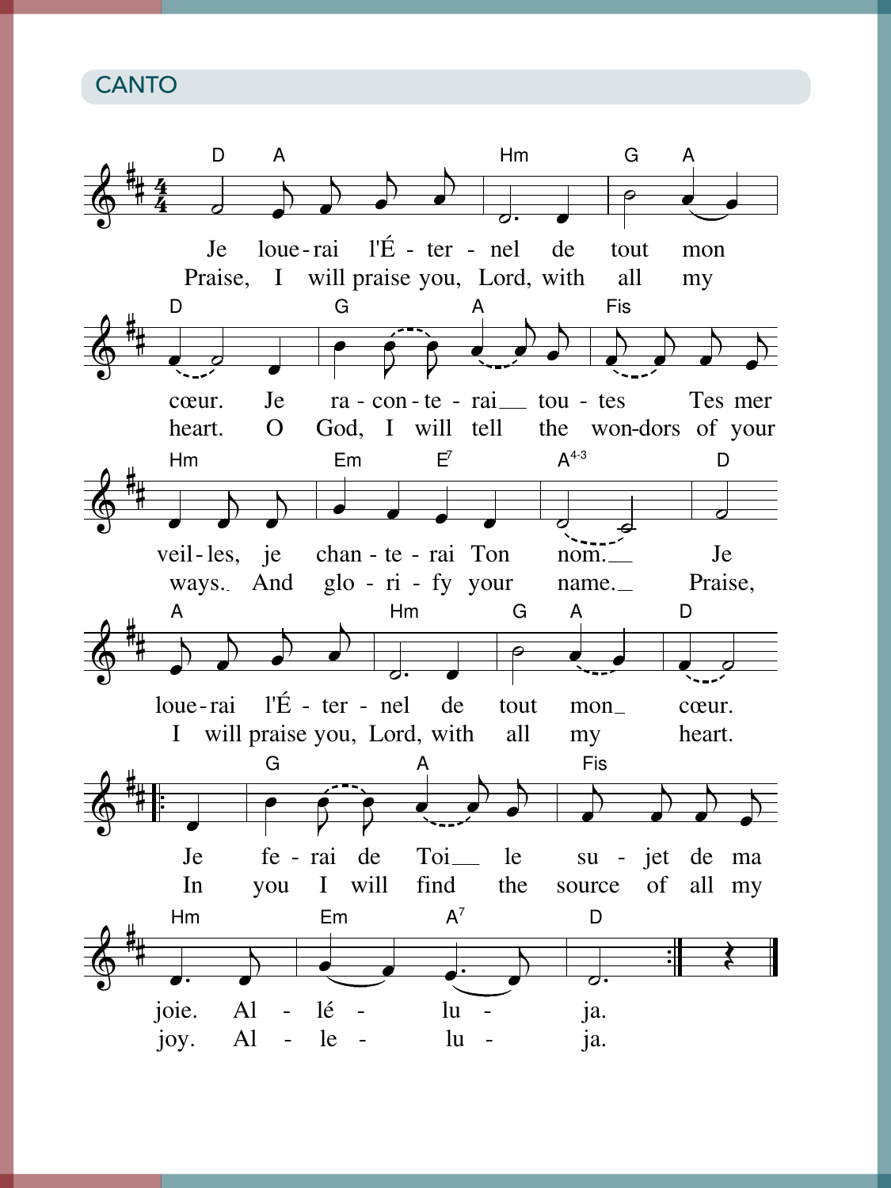## CANTO

Je loue-rai l'É-ter-nel de tout mon cœur. Je ra-con-te-rai tou-tes Tes mer-veil-les, je chan-te-rai Ton nom. Je loue-rai l'É-ter-nel de tout mon cœur.

Praise, I will praise you, Lord, with all my heart. O God, I will tell the won-dors of your ways. And glo-ri-fy your name. Praise, I will praise you, Lord, with all my heart.

Je fe-rai de Toi le su-jet de ma joie. Al-lé-lu-ja.

In you I will find the source of all my joy. Al-le-lu-ja.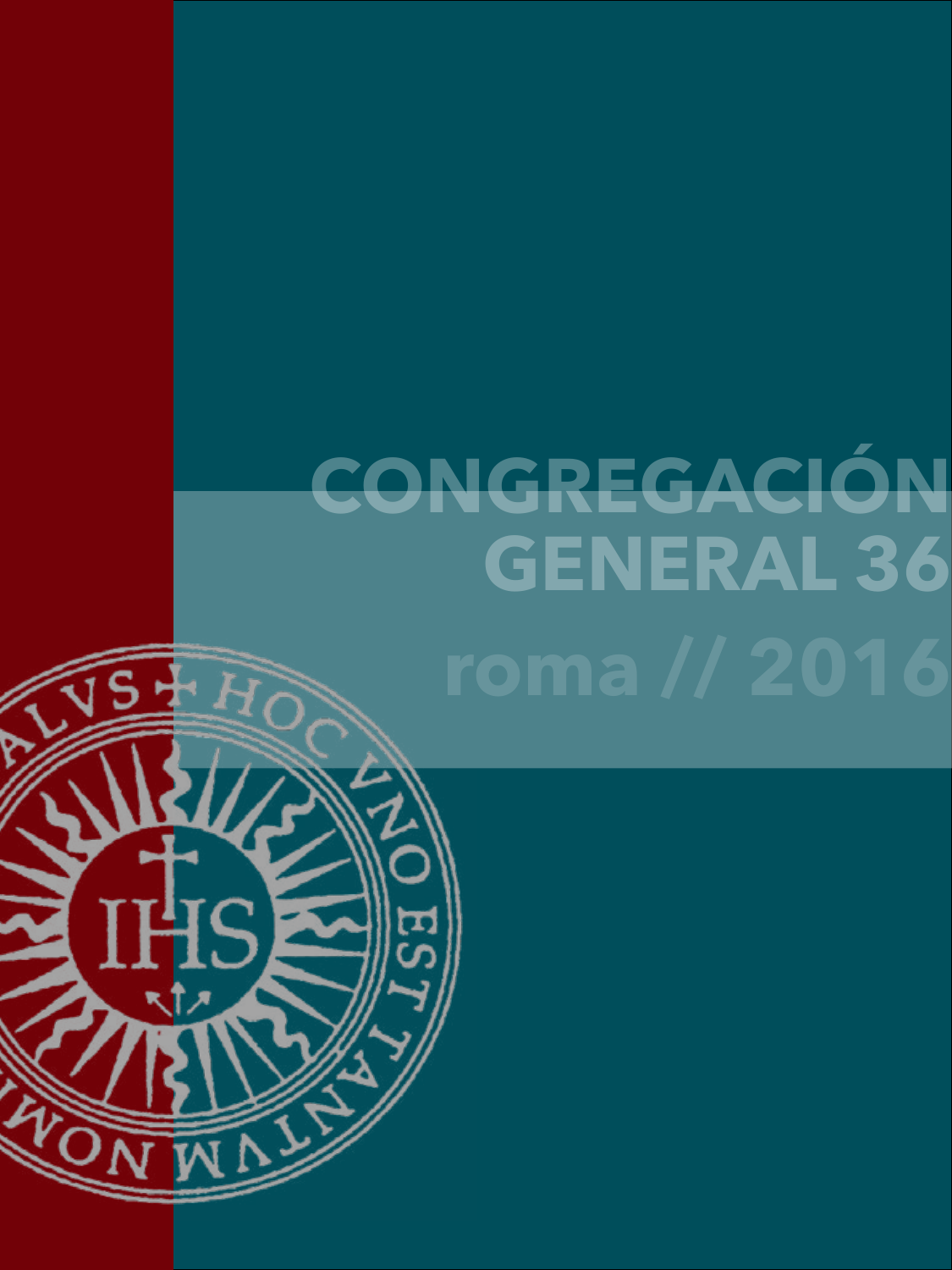# CONGREGACIÓN GENERAL 36

roma // 2016